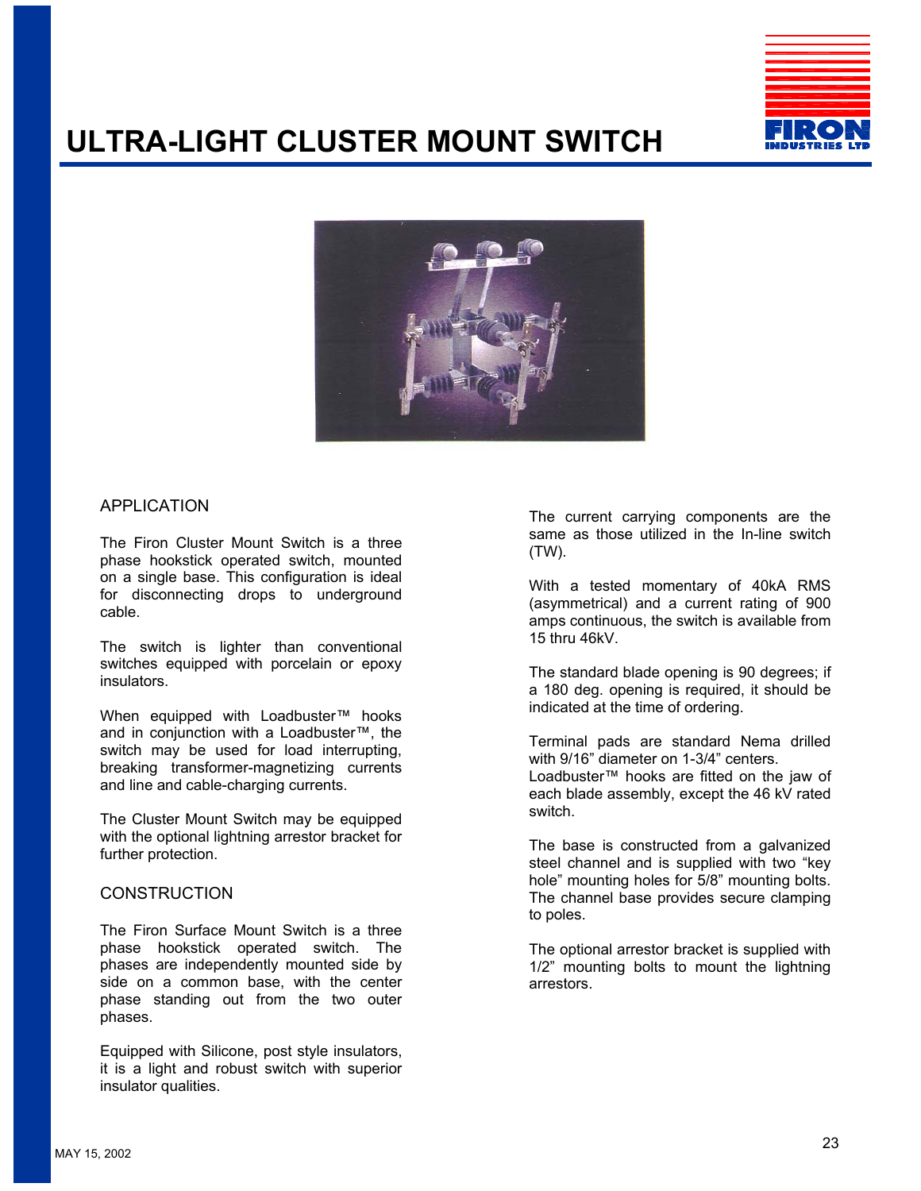# ULTRA-LIGHT CLUSTER MOUNT SWITCH

## APPLICATION

The Firon Cluster Mount Switch is a three phase hookstick operated switch, mounted on a single base. This configuration is ideal for disconnecting drops to underground cable.

The switch is lighter than conventional switches equipped with porcelain or epoxy insulators.

When equipped with Loadbuster™ hooks and in conjunction with a Loadbuster™, the switch may be used for load interrupting, breaking transformer-magnetizing currents and line and cable-charging currents.

The Cluster Mount Switch may be equipped with the optional lightning arrestor bracket for further protection.

## CONSTRUCTION

The Firon Surface Mount Switch is a three phase hookstick operated switch. The phases are independently mounted side by side on a common base, with the center phase standing out from the two outer phases.

Equipped with Silicone, post style insulators, it is a light and robust switch with superior insulator qualities.

The current carrying components are the same as those utilized in the In-line switch (TW).

With a tested momentary of 40kA RMS (asymmetrical) and a current rating of 900 amps continuous, the switch is available from 15 thru 46kV.

The standard blade opening is 90 degrees; if a 180 deg. opening is required, it should be indicated at the time of ordering.

Terminal pads are standard Nema drilled with 9/16" diameter on 1-3/4" centers.
Loadbuster™ hooks are fitted on the jaw of each blade assembly, except the 46 kV rated switch.

The base is constructed from a galvanized steel channel and is supplied with two "key hole" mounting holes for 5/8" mounting bolts. The channel base provides secure clamping to poles.

The optional arrestor bracket is supplied with 1/2" mounting bolts to mount the lightning arrestors.

MAY 15, 2002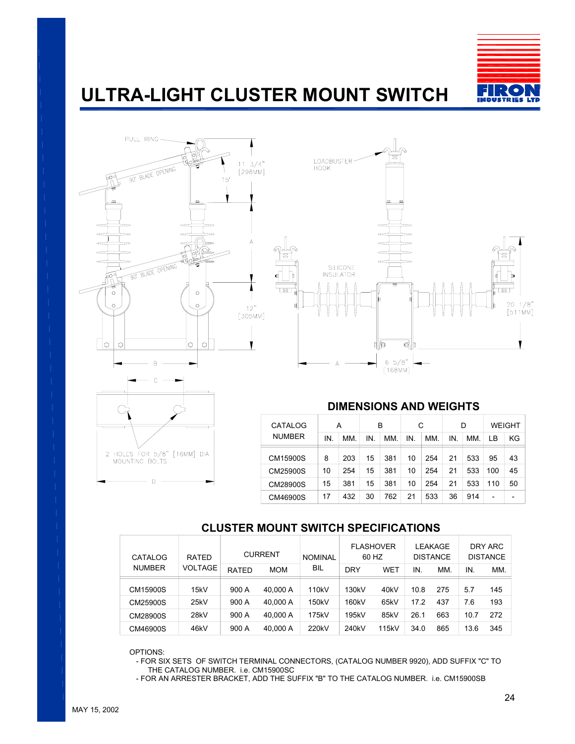# ULTRA-LIGHT CLUSTER MOUNT SWITCH

PULL RING

90° BLADE OPENING

11 3/4" [298MM]

15°

A

90° BLADE OPENING

12" [305MM]

B

LOADBUSTER HOOK

SILICONE INSULATOR

20 1/8" [511MM]

A

6 5/8" [168MM]

C

2 HOLES FOR 5/8" [16MM] DIA MOUNTING BOLTS

D

## DIMENSIONS AND WEIGHTS

| CATALOG NUMBER | A | | B | | C | | D | | WEIGHT | |
|---|---|---|---|---|---|---|---|---|---|---|
| | IN. | MM. | IN. | MM. | IN. | MM. | IN. | MM. | LB | KG |
| CM15900S | 8 | 203 | 15 | 381 | 10 | 254 | 21 | 533 | 95 | 43 |
| CM25900S | 10 | 254 | 15 | 381 | 10 | 254 | 21 | 533 | 100 | 45 |
| CM28900S | 15 | 381 | 15 | 381 | 10 | 254 | 21 | 533 | 110 | 50 |
| CM46900S | 17 | 432 | 30 | 762 | 21 | 533 | 36 | 914 | - | - |

## CLUSTER MOUNT SWITCH SPECIFICATIONS

| CATALOG NUMBER | RATED VOLTAGE | CURRENT | | NOMINAL BIL | FLASHOVER 60 HZ | | LEAKAGE DISTANCE | | DRY ARC DISTANCE | |
|---|---|---|---|---|---|---|---|---|---|---|
| | | RATED | MOM | | DRY | WET | IN. | MM. | IN. | MM. |
| CM15900S | 15kV | 900 A | 40,000 A | 110kV | 130kV | 40kV | 10.8 | 275 | 5.7 | 145 |
| CM25900S | 25kV | 900 A | 40,000 A | 150kV | 160kV | 65kV | 17.2 | 437 | 7.6 | 193 |
| CM28900S | 28kV | 900 A | 40,000 A | 175kV | 195kV | 85kV | 26.1 | 663 | 10.7 | 272 |
| CM46900S | 46kV | 900 A | 40,000 A | 220kV | 240kV | 115kV | 34.0 | 865 | 13.6 | 345 |

OPTIONS:

- FOR SIX SETS OF SWITCH TERMINAL CONNECTORS, (CATALOG NUMBER 9920), ADD SUFFIX "C" TO THE CATALOG NUMBER. i.e. CM15900SC
- FOR AN ARRESTER BRACKET, ADD THE SUFFIX "B" TO THE CATALOG NUMBER. i.e. CM15900SB

MAY 15, 2002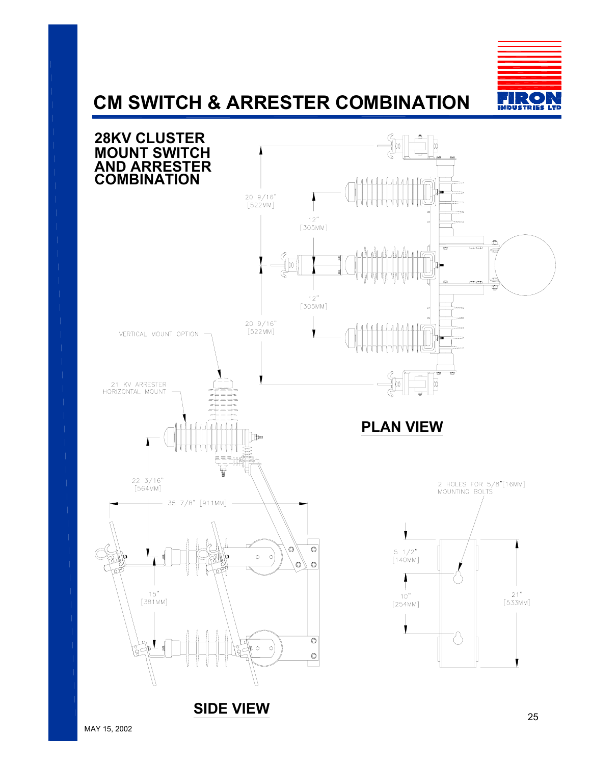# CM SWITCH & ARRESTER COMBINATION

FIRON INDUSTRIES LTD

## 28KV CLUSTER MOUNT SWITCH AND ARRESTER COMBINATION

20 9/16" [522MM]

12" [305MM]

12" [305MM]

20 9/16" [522MM]

VERTICAL MOUNT OPTION

21 KV ARRESTER HORIZONTAL MOUNT

**PLAN VIEW**

22 3/16" [564MM]

35 7/8" [911MM]

15" [381MM]

2 HOLES FOR 5/8"[16MM] MOUNTING BOLTS

5 1/2" [140MM]

10" [254MM]

21" [533MM]

**SIDE VIEW**

MAY 15, 2002